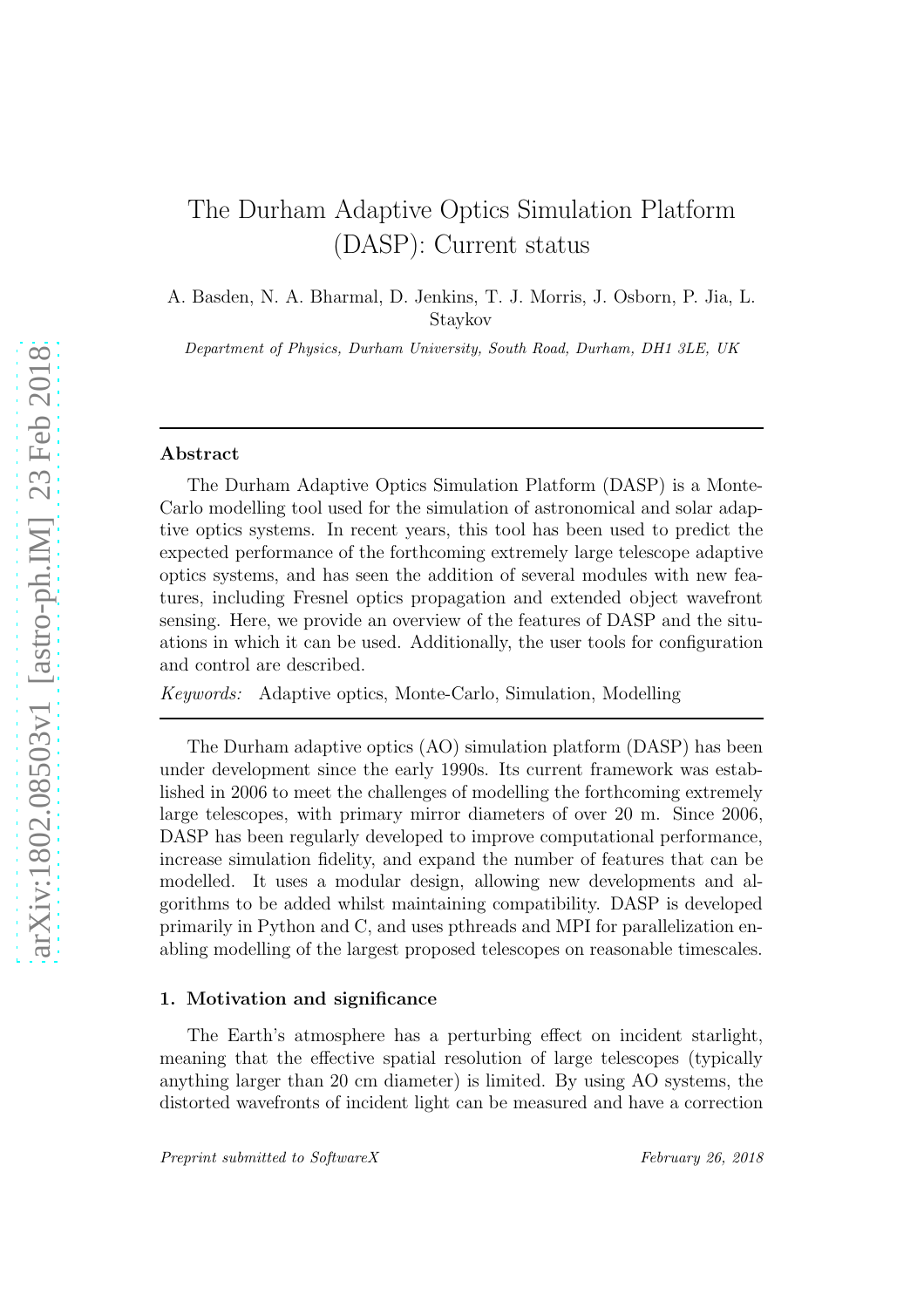# The Durham Adaptive Optics Simulation Platform (DASP): Current status

A. Basden, N. A. Bharmal, D. Jenkins, T. J. Morris, J. Osborn, P. Jia, L. Staykov

*Department of Physics, Durham University, South Road, Durham, DH1 3LE, UK*

---

## Abstract

The Durham Adaptive Optics Simulation Platform (DASP) is a Monte-Carlo modelling tool used for the simulation of astronomical and solar adaptive optics systems. In recent years, this tool has been used to predict the expected performance of the forthcoming extremely large telescope adaptive optics systems, and has seen the addition of several modules with new features, including Fresnel optics propagation and extended object wavefront sensing. Here, we provide an overview of the features of DASP and the situations in which it can be used. Additionally, the user tools for configuration and control are described.

*Keywords:* Adaptive optics, Monte-Carlo, Simulation, Modelling

---

The Durham adaptive optics (AO) simulation platform (DASP) has been under development since the early 1990s. Its current framework was established in 2006 to meet the challenges of modelling the forthcoming extremely large telescopes, with primary mirror diameters of over 20 m. Since 2006, DASP has been regularly developed to improve computational performance, increase simulation fidelity, and expand the number of features that can be modelled. It uses a modular design, allowing new developments and algorithms to be added whilst maintaining compatibility. DASP is developed primarily in Python and C, and uses pthreads and MPI for parallelization enabling modelling of the largest proposed telescopes on reasonable timescales.

## 1. Motivation and significance

The Earth's atmosphere has a perturbing effect on incident starlight, meaning that the effective spatial resolution of large telescopes (typically anything larger than 20 cm diameter) is limited. By using AO systems, the distorted wavefronts of incident light can be measured and have a correction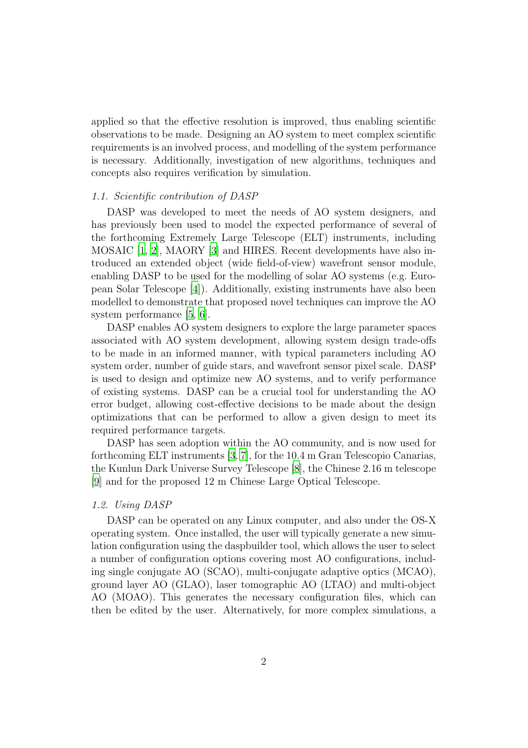applied so that the effective resolution is improved, thus enabling scientific observations to be made. Designing an AO system to meet complex scientific requirements is an involved process, and modelling of the system performance is necessary. Additionally, investigation of new algorithms, techniques and concepts also requires verification by simulation.

### *1.1. Scientific contribution of DASP*

DASP was developed to meet the needs of AO system designers, and has previously been used to model the expected performance of several of the forthcoming Extremely Large Telescope (ELT) instruments, including MOSAIC [1, 2], MAORY [3] and HIRES. Recent developments have also introduced an extended object (wide field-of-view) wavefront sensor module, enabling DASP to be used for the modelling of solar AO systems (e.g. European Solar Telescope [4]). Additionally, existing instruments have also been modelled to demonstrate that proposed novel techniques can improve the AO system performance [5, 6].

DASP enables AO system designers to explore the large parameter spaces associated with AO system development, allowing system design trade-offs to be made in an informed manner, with typical parameters including AO system order, number of guide stars, and wavefront sensor pixel scale. DASP is used to design and optimize new AO systems, and to verify performance of existing systems. DASP can be a crucial tool for understanding the AO error budget, allowing cost-effective decisions to be made about the design optimizations that can be performed to allow a given design to meet its required performance targets.

DASP has seen adoption within the AO community, and is now used for forthcoming ELT instruments [3, 7], for the 10.4 m Gran Telescopio Canarias, the Kunlun Dark Universe Survey Telescope [8], the Chinese 2.16 m telescope [9] and for the proposed 12 m Chinese Large Optical Telescope.

### *1.2. Using DASP*

DASP can be operated on any Linux computer, and also under the OS-X operating system. Once installed, the user will typically generate a new simulation configuration using the daspbuilder tool, which allows the user to select a number of configuration options covering most AO configurations, including single conjugate AO (SCAO), multi-conjugate adaptive optics (MCAO), ground layer AO (GLAO), laser tomographic AO (LTAO) and multi-object AO (MOAO). This generates the necessary configuration files, which can then be edited by the user. Alternatively, for more complex simulations, a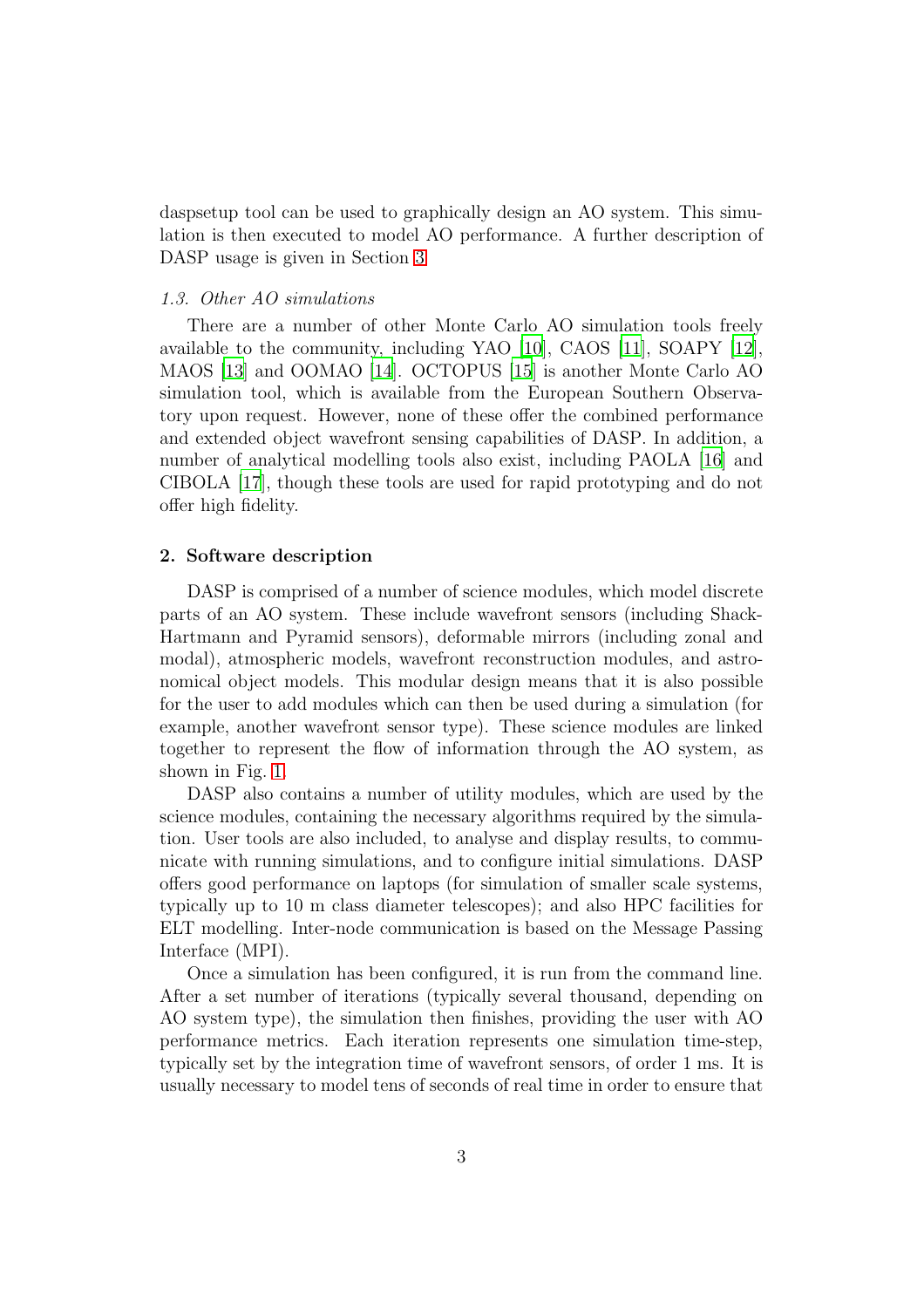daspsetup tool can be used to graphically design an AO system. This simulation is then executed to model AO performance. A further description of DASP usage is given in Section 3.

### *1.3. Other AO simulations*

There are a number of other Monte Carlo AO simulation tools freely available to the community, including YAO [10], CAOS [11], SOAPY [12], MAOS [13] and OOMAO [14]. OCTOPUS [15] is another Monte Carlo AO simulation tool, which is available from the European Southern Observatory upon request. However, none of these offer the combined performance and extended object wavefront sensing capabilities of DASP. In addition, a number of analytical modelling tools also exist, including PAOLA [16] and CIBOLA [17], though these tools are used for rapid prototyping and do not offer high fidelity.

## **2. Software description**

DASP is comprised of a number of science modules, which model discrete parts of an AO system. These include wavefront sensors (including Shack-Hartmann and Pyramid sensors), deformable mirrors (including zonal and modal), atmospheric models, wavefront reconstruction modules, and astronomical object models. This modular design means that it is also possible for the user to add modules which can then be used during a simulation (for example, another wavefront sensor type). These science modules are linked together to represent the flow of information through the AO system, as shown in Fig. 1.

DASP also contains a number of utility modules, which are used by the science modules, containing the necessary algorithms required by the simulation. User tools are also included, to analyse and display results, to communicate with running simulations, and to configure initial simulations. DASP offers good performance on laptops (for simulation of smaller scale systems, typically up to 10 m class diameter telescopes); and also HPC facilities for ELT modelling. Inter-node communication is based on the Message Passing Interface (MPI).

Once a simulation has been configured, it is run from the command line. After a set number of iterations (typically several thousand, depending on AO system type), the simulation then finishes, providing the user with AO performance metrics. Each iteration represents one simulation time-step, typically set by the integration time of wavefront sensors, of order 1 ms. It is usually necessary to model tens of seconds of real time in order to ensure that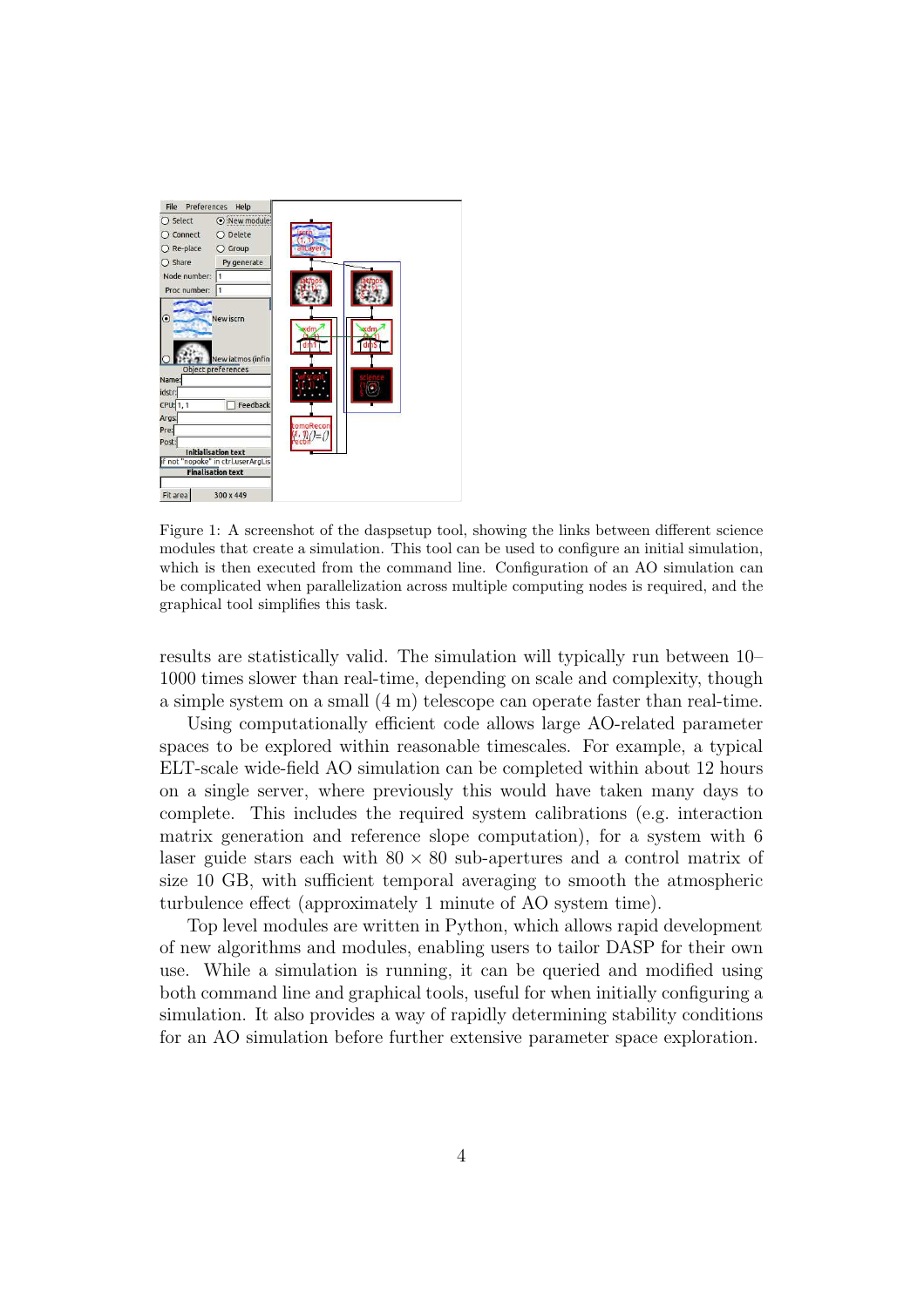Figure 1: A screenshot of the daspsetup tool, showing the links between different science modules that create a simulation. This tool can be used to configure an initial simulation, which is then executed from the command line. Configuration of an AO simulation can be complicated when parallelization across multiple computing nodes is required, and the graphical tool simplifies this task.

results are statistically valid. The simulation will typically run between 10–1000 times slower than real-time, depending on scale and complexity, though a simple system on a small (4 m) telescope can operate faster than real-time.

Using computationally efficient code allows large AO-related parameter spaces to be explored within reasonable timescales. For example, a typical ELT-scale wide-field AO simulation can be completed within about 12 hours on a single server, where previously this would have taken many days to complete. This includes the required system calibrations (e.g. interaction matrix generation and reference slope computation), for a system with 6 laser guide stars each with $80 \times 80$ sub-apertures and a control matrix of size 10 GB, with sufficient temporal averaging to smooth the atmospheric turbulence effect (approximately 1 minute of AO system time).

Top level modules are written in Python, which allows rapid development of new algorithms and modules, enabling users to tailor DASP for their own use. While a simulation is running, it can be queried and modified using both command line and graphical tools, useful for when initially configuring a simulation. It also provides a way of rapidly determining stability conditions for an AO simulation before further extensive parameter space exploration.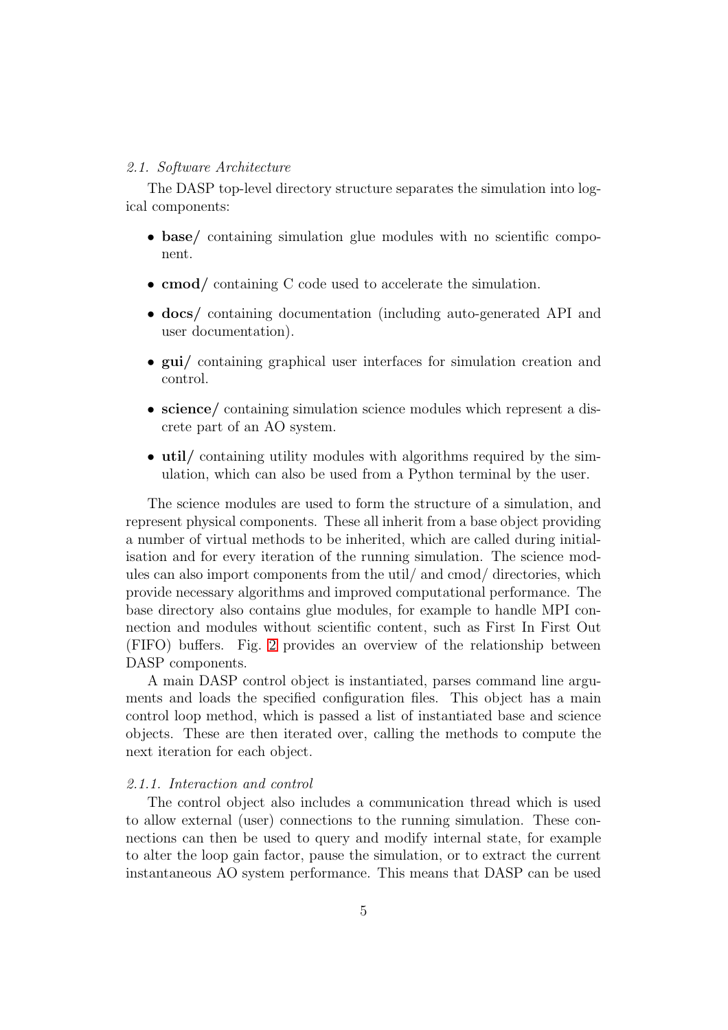### *2.1. Software Architecture*

The DASP top-level directory structure separates the simulation into logical components:

- **base/** containing simulation glue modules with no scientific component.
- **cmod/** containing C code used to accelerate the simulation.
- **docs/** containing documentation (including auto-generated API and user documentation).
- **gui/** containing graphical user interfaces for simulation creation and control.
- **science/** containing simulation science modules which represent a discrete part of an AO system.
- **util/** containing utility modules with algorithms required by the simulation, which can also be used from a Python terminal by the user.

The science modules are used to form the structure of a simulation, and represent physical components. These all inherit from a base object providing a number of virtual methods to be inherited, which are called during initialisation and for every iteration of the running simulation. The science modules can also import components from the util/ and cmod/ directories, which provide necessary algorithms and improved computational performance. The base directory also contains glue modules, for example to handle MPI connection and modules without scientific content, such as First In First Out (FIFO) buffers. Fig. 2 provides an overview of the relationship between DASP components.

A main DASP control object is instantiated, parses command line arguments and loads the specified configuration files. This object has a main control loop method, which is passed a list of instantiated base and science objects. These are then iterated over, calling the methods to compute the next iteration for each object.

#### *2.1.1. Interaction and control*

The control object also includes a communication thread which is used to allow external (user) connections to the running simulation. These connections can then be used to query and modify internal state, for example to alter the loop gain factor, pause the simulation, or to extract the current instantaneous AO system performance. This means that DASP can be used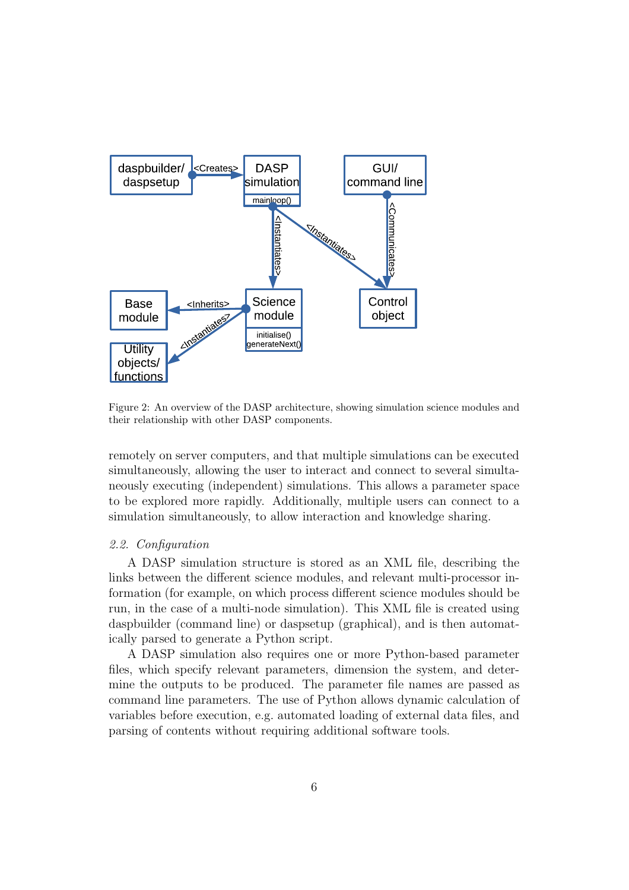Figure 2: An overview of the DASP architecture, showing simulation science modules and their relationship with other DASP components.

remotely on server computers, and that multiple simulations can be executed simultaneously, allowing the user to interact and connect to several simultaneously executing (independent) simulations. This allows a parameter space to be explored more rapidly. Additionally, multiple users can connect to a simulation simultaneously, to allow interaction and knowledge sharing.

### 2.2. Configuration

A DASP simulation structure is stored as an XML file, describing the links between the different science modules, and relevant multi-processor information (for example, on which process different science modules should be run, in the case of a multi-node simulation). This XML file is created using daspbuilder (command line) or daspsetup (graphical), and is then automatically parsed to generate a Python script.

A DASP simulation also requires one or more Python-based parameter files, which specify relevant parameters, dimension the system, and determine the outputs to be produced. The parameter file names are passed as command line parameters. The use of Python allows dynamic calculation of variables before execution, e.g. automated loading of external data files, and parsing of contents without requiring additional software tools.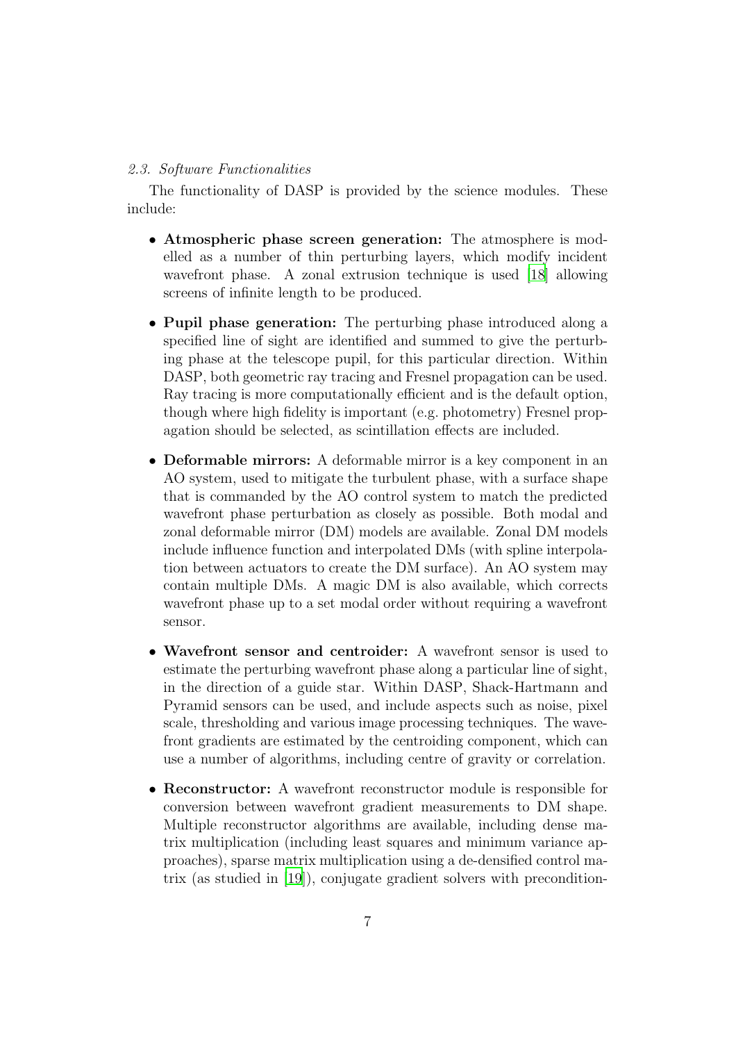### *2.3. Software Functionalities*

The functionality of DASP is provided by the science modules. These include:

- **Atmospheric phase screen generation:** The atmosphere is modelled as a number of thin perturbing layers, which modify incident wavefront phase. A zonal extrusion technique is used [18] allowing screens of infinite length to be produced.
- **Pupil phase generation:** The perturbing phase introduced along a specified line of sight are identified and summed to give the perturbing phase at the telescope pupil, for this particular direction. Within DASP, both geometric ray tracing and Fresnel propagation can be used. Ray tracing is more computationally efficient and is the default option, though where high fidelity is important (e.g. photometry) Fresnel propagation should be selected, as scintillation effects are included.
- **Deformable mirrors:** A deformable mirror is a key component in an AO system, used to mitigate the turbulent phase, with a surface shape that is commanded by the AO control system to match the predicted wavefront phase perturbation as closely as possible. Both modal and zonal deformable mirror (DM) models are available. Zonal DM models include influence function and interpolated DMs (with spline interpolation between actuators to create the DM surface). An AO system may contain multiple DMs. A magic DM is also available, which corrects wavefront phase up to a set modal order without requiring a wavefront sensor.
- **Wavefront sensor and centroider:** A wavefront sensor is used to estimate the perturbing wavefront phase along a particular line of sight, in the direction of a guide star. Within DASP, Shack-Hartmann and Pyramid sensors can be used, and include aspects such as noise, pixel scale, thresholding and various image processing techniques. The wavefront gradients are estimated by the centroiding component, which can use a number of algorithms, including centre of gravity or correlation.
- **Reconstructor:** A wavefront reconstructor module is responsible for conversion between wavefront gradient measurements to DM shape. Multiple reconstructor algorithms are available, including dense matrix multiplication (including least squares and minimum variance approaches), sparse matrix multiplication using a de-densified control matrix (as studied in [19]), conjugate gradient solvers with precondition-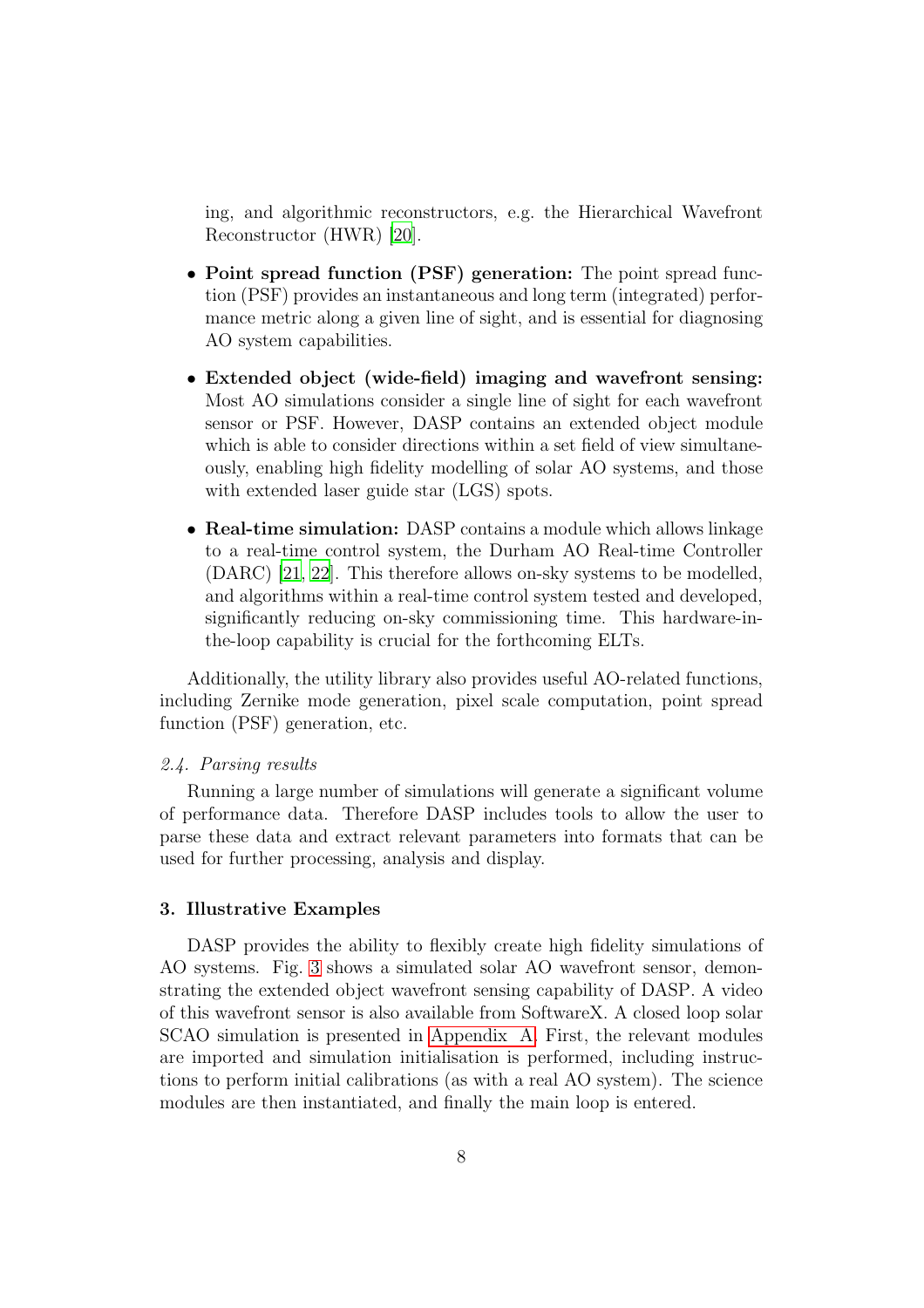ing, and algorithmic reconstructors, e.g. the Hierarchical Wavefront Reconstructor (HWR) [20].

- **Point spread function (PSF) generation:** The point spread function (PSF) provides an instantaneous and long term (integrated) performance metric along a given line of sight, and is essential for diagnosing AO system capabilities.
- **Extended object (wide-field) imaging and wavefront sensing:** Most AO simulations consider a single line of sight for each wavefront sensor or PSF. However, DASP contains an extended object module which is able to consider directions within a set field of view simultaneously, enabling high fidelity modelling of solar AO systems, and those with extended laser guide star (LGS) spots.
- **Real-time simulation:** DASP contains a module which allows linkage to a real-time control system, the Durham AO Real-time Controller (DARC) [21, 22]. This therefore allows on-sky systems to be modelled, and algorithms within a real-time control system tested and developed, significantly reducing on-sky commissioning time. This hardware-in-the-loop capability is crucial for the forthcoming ELTs.

Additionally, the utility library also provides useful AO-related functions, including Zernike mode generation, pixel scale computation, point spread function (PSF) generation, etc.

### *2.4. Parsing results*

Running a large number of simulations will generate a significant volume of performance data. Therefore DASP includes tools to allow the user to parse these data and extract relevant parameters into formats that can be used for further processing, analysis and display.

## 3. Illustrative Examples

DASP provides the ability to flexibly create high fidelity simulations of AO systems. Fig. 3 shows a simulated solar AO wavefront sensor, demonstrating the extended object wavefront sensing capability of DASP. A video of this wavefront sensor is also available from SoftwareX. A closed loop solar SCAO simulation is presented in Appendix A. First, the relevant modules are imported and simulation initialisation is performed, including instructions to perform initial calibrations (as with a real AO system). The science modules are then instantiated, and finally the main loop is entered.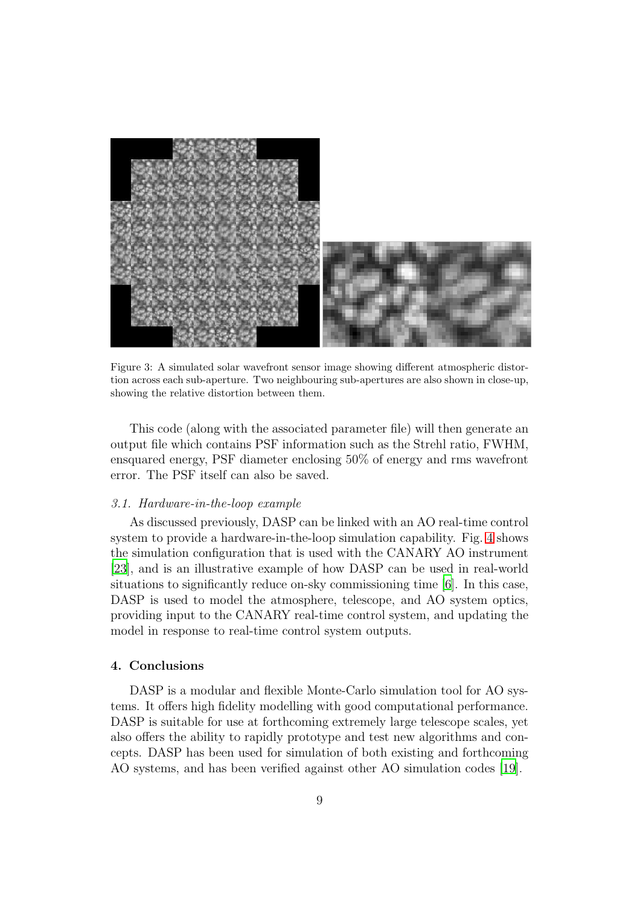Figure 3: A simulated solar wavefront sensor image showing different atmospheric distortion across each sub-aperture. Two neighbouring sub-apertures are also shown in close-up, showing the relative distortion between them.

This code (along with the associated parameter file) will then generate an output file which contains PSF information such as the Strehl ratio, FWHM, ensquared energy, PSF diameter enclosing 50% of energy and rms wavefront error. The PSF itself can also be saved.

### *3.1. Hardware-in-the-loop example*

As discussed previously, DASP can be linked with an AO real-time control system to provide a hardware-in-the-loop simulation capability. Fig. 4 shows the simulation configuration that is used with the CANARY AO instrument [23], and is an illustrative example of how DASP can be used in real-world situations to significantly reduce on-sky commissioning time [6]. In this case, DASP is used to model the atmosphere, telescope, and AO system optics, providing input to the CANARY real-time control system, and updating the model in response to real-time control system outputs.

## 4. Conclusions

DASP is a modular and flexible Monte-Carlo simulation tool for AO systems. It offers high fidelity modelling with good computational performance. DASP is suitable for use at forthcoming extremely large telescope scales, yet also offers the ability to rapidly prototype and test new algorithms and concepts. DASP has been used for simulation of both existing and forthcoming AO systems, and has been verified against other AO simulation codes [19].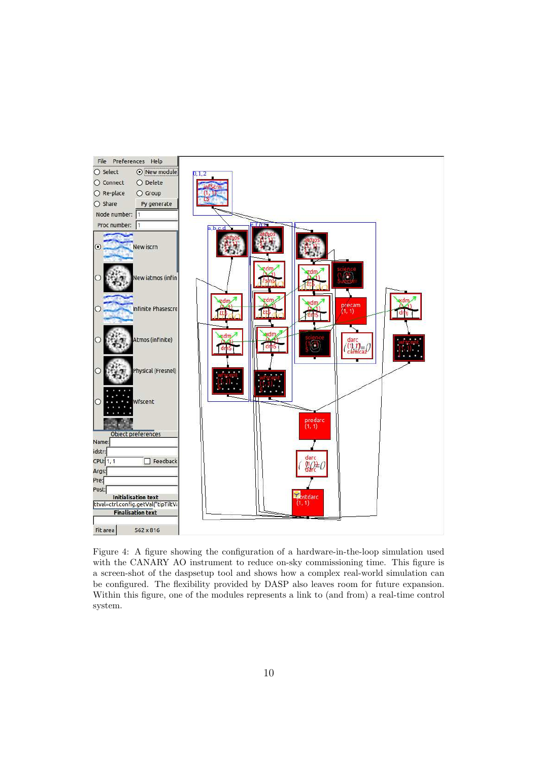Figure 4: A figure showing the configuration of a hardware-in-the-loop simulation used with the CANARY AO instrument to reduce on-sky commissioning time. This figure is a screen-shot of the daspsetup tool and shows how a complex real-world simulation can be configured. The flexibility provided by DASP also leaves room for future expansion. Within this figure, one of the modules represents a link to (and from) a real-time control system.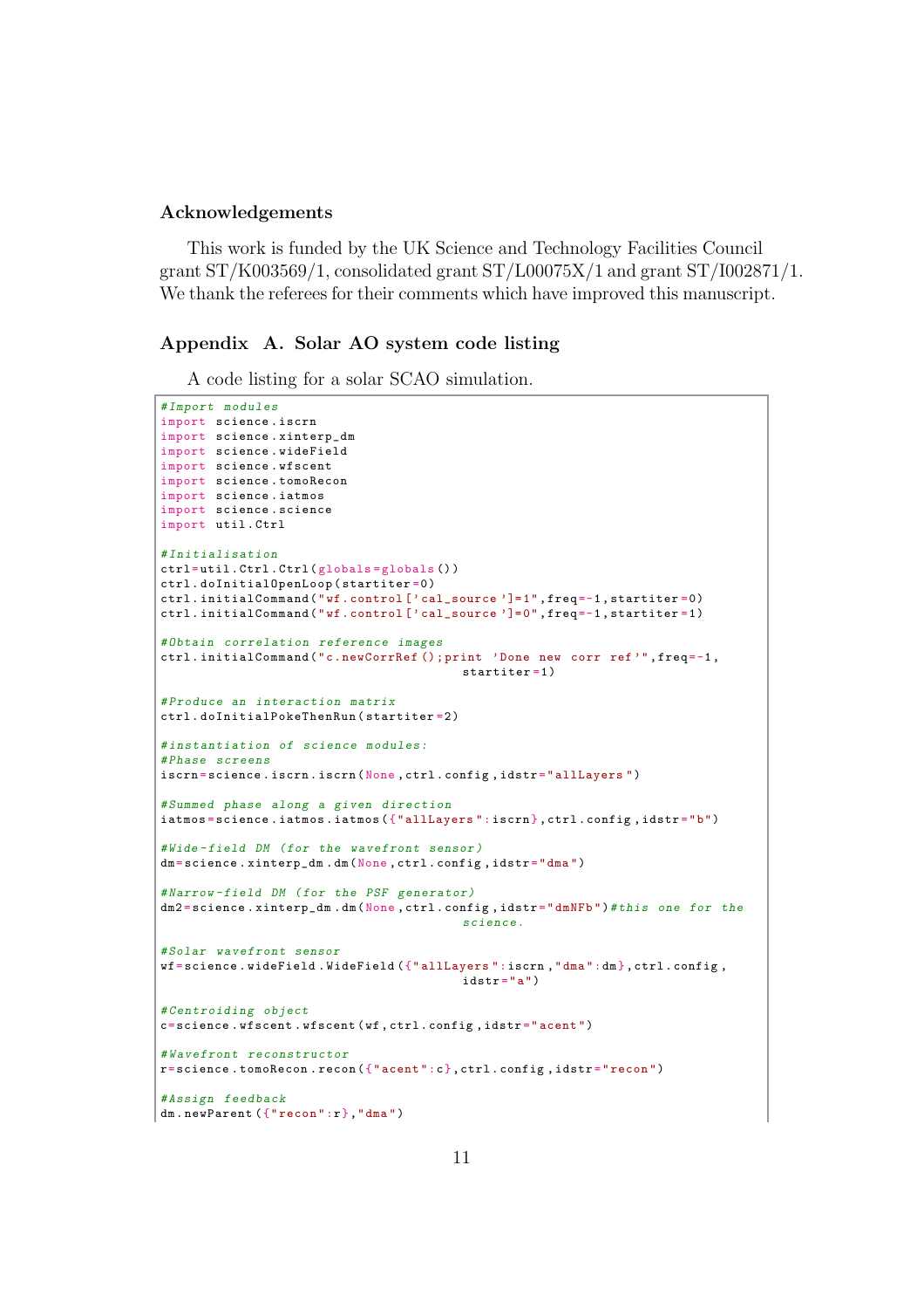### Acknowledgements

This work is funded by the UK Science and Technology Facilities Council grant ST/K003569/1, consolidated grant ST/L00075X/1 and grant ST/I002871/1. We thank the referees for their comments which have improved this manuscript.

### Appendix A. Solar AO system code listing

A code listing for a solar SCAO simulation.

```
#Import modules
import science.iscrn
import science.xinterp_dm
import science.wideField
import science.wfscent
import science.tomoRecon
import science.iatmos
import science.science
import util.Ctrl

#Initialisation
ctrl=util.Ctrl.Ctrl(globals=globals())
ctrl.doInitialOpenLoop(startiter=0)
ctrl.initialCommand("wf.control['cal_source']=1",freq=-1,startiter=0)
ctrl.initialCommand("wf.control['cal_source']=0",freq=-1,startiter=1)

#Obtain correlation reference images
ctrl.initialCommand("c.newCorrRef();print 'Done new corr ref'",freq=-1,
                                      startiter=1)

#Produce an interaction matrix
ctrl.doInitialPokeThenRun(startiter=2)

#instantiation of science modules:
#Phase screens
iscrn=science.iscrn.iscrn(None,ctrl.config,idstr="allLayers")

#Summed phase along a given direction
iatmos=science.iatmos.iatmos({"allLayers":iscrn},ctrl.config,idstr="b")

#Wide-field DM (for the wavefront sensor)
dm=science.xinterp_dm.dm(None,ctrl.config,idstr="dma")

#Narrow-field DM (for the PSF generator)
dm2=science.xinterp_dm.dm(None,ctrl.config,idstr="dmNFb")#this one for the
                                      science.

#Solar wavefront sensor
wf=science.wideField.WideField({"allLayers":iscrn,"dma":dm},ctrl.config,
                                      idstr="a")

#Centroiding object
c=science.wfscent.wfscent(wf,ctrl.config,idstr="acent")

#Wavefront reconstructor
r=science.tomoRecon.recon({"acent":c},ctrl.config,idstr="recon")

#Assign feedback
dm.newParent({"recon":r},"dma")
```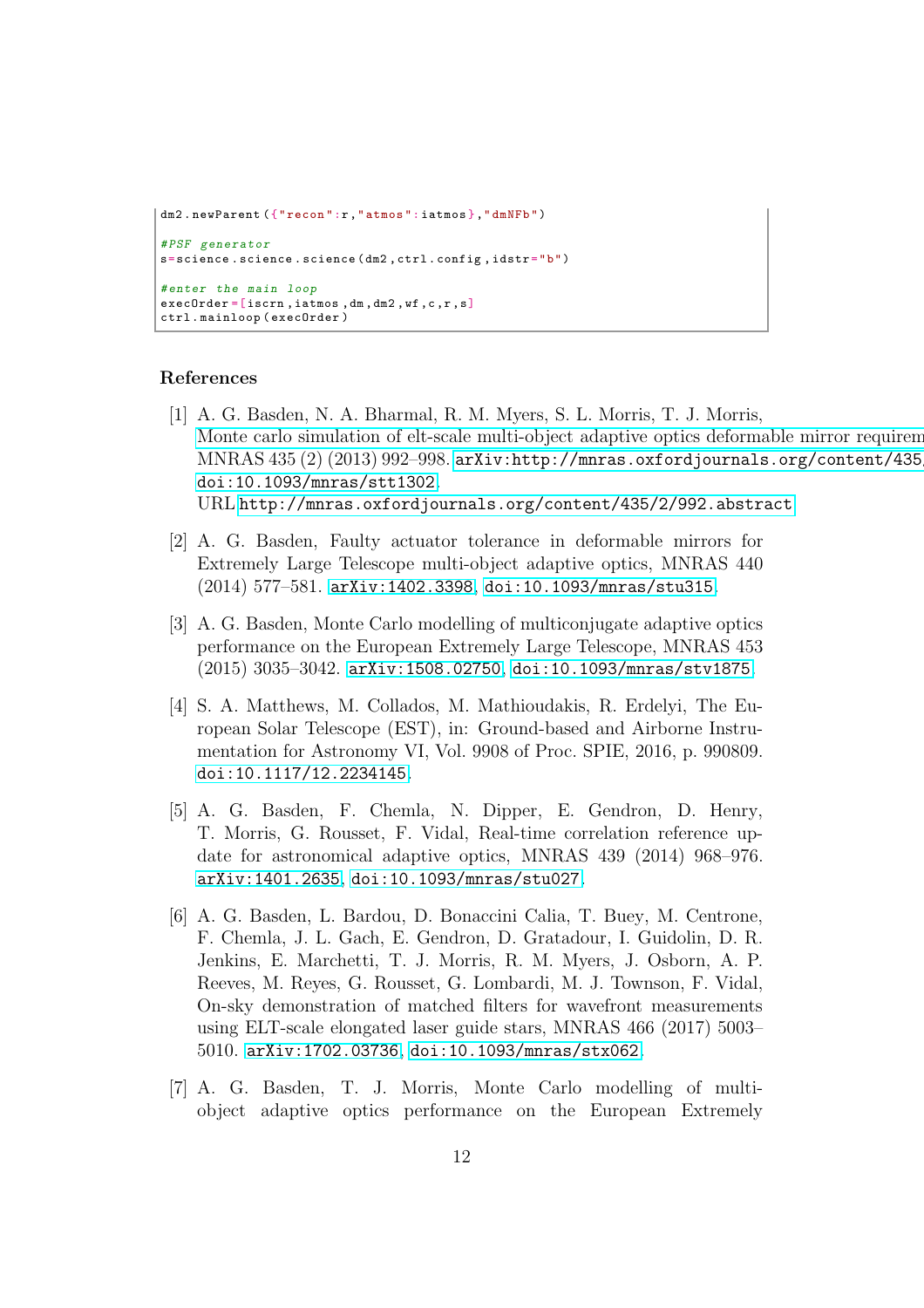```
dm2.newParent({"recon":r,"atmos":iatmos},"dmNFb")

#PSF generator
s=science.science.science(dm2,ctrl.config,idstr="b")

#enter the main loop
execOrder=[iscrn,iatmos,dm,dm2,wf,c,r,s]
ctrl.mainloop(execOrder)
```

## References

[1] A. G. Basden, N. A. Bharmal, R. M. Myers, S. L. Morris, T. J. Morris, Monte carlo simulation of elt-scale multi-object adaptive optics deformable mirror requirem MNRAS 435 (2) (2013) 992–998. arXiv:http://mnras.oxfordjournals.org/content/435, doi:10.1093/mnras/stt1302. URL http://mnras.oxfordjournals.org/content/435/2/992.abstract

[2] A. G. Basden, Faulty actuator tolerance in deformable mirrors for Extremely Large Telescope multi-object adaptive optics, MNRAS 440 (2014) 577–581. arXiv:1402.3398, doi:10.1093/mnras/stu315.

[3] A. G. Basden, Monte Carlo modelling of multiconjugate adaptive optics performance on the European Extremely Large Telescope, MNRAS 453 (2015) 3035–3042. arXiv:1508.02750, doi:10.1093/mnras/stv1875.

[4] S. A. Matthews, M. Collados, M. Mathioudakis, R. Erdelyi, The European Solar Telescope (EST), in: Ground-based and Airborne Instrumentation for Astronomy VI, Vol. 9908 of Proc. SPIE, 2016, p. 990809. doi:10.1117/12.2234145.

[5] A. G. Basden, F. Chemla, N. Dipper, E. Gendron, D. Henry, T. Morris, G. Rousset, F. Vidal, Real-time correlation reference update for astronomical adaptive optics, MNRAS 439 (2014) 968–976. arXiv:1401.2635, doi:10.1093/mnras/stu027.

[6] A. G. Basden, L. Bardou, D. Bonaccini Calia, T. Buey, M. Centrone, F. Chemla, J. L. Gach, E. Gendron, D. Gratadour, I. Guidolin, D. R. Jenkins, E. Marchetti, T. J. Morris, R. M. Myers, J. Osborn, A. P. Reeves, M. Reyes, G. Rousset, G. Lombardi, M. J. Townson, F. Vidal, On-sky demonstration of matched filters for wavefront measurements using ELT-scale elongated laser guide stars, MNRAS 466 (2017) 5003–5010. arXiv:1702.03736, doi:10.1093/mnras/stx062.

[7] A. G. Basden, T. J. Morris, Monte Carlo modelling of multi-object adaptive optics performance on the European Extremely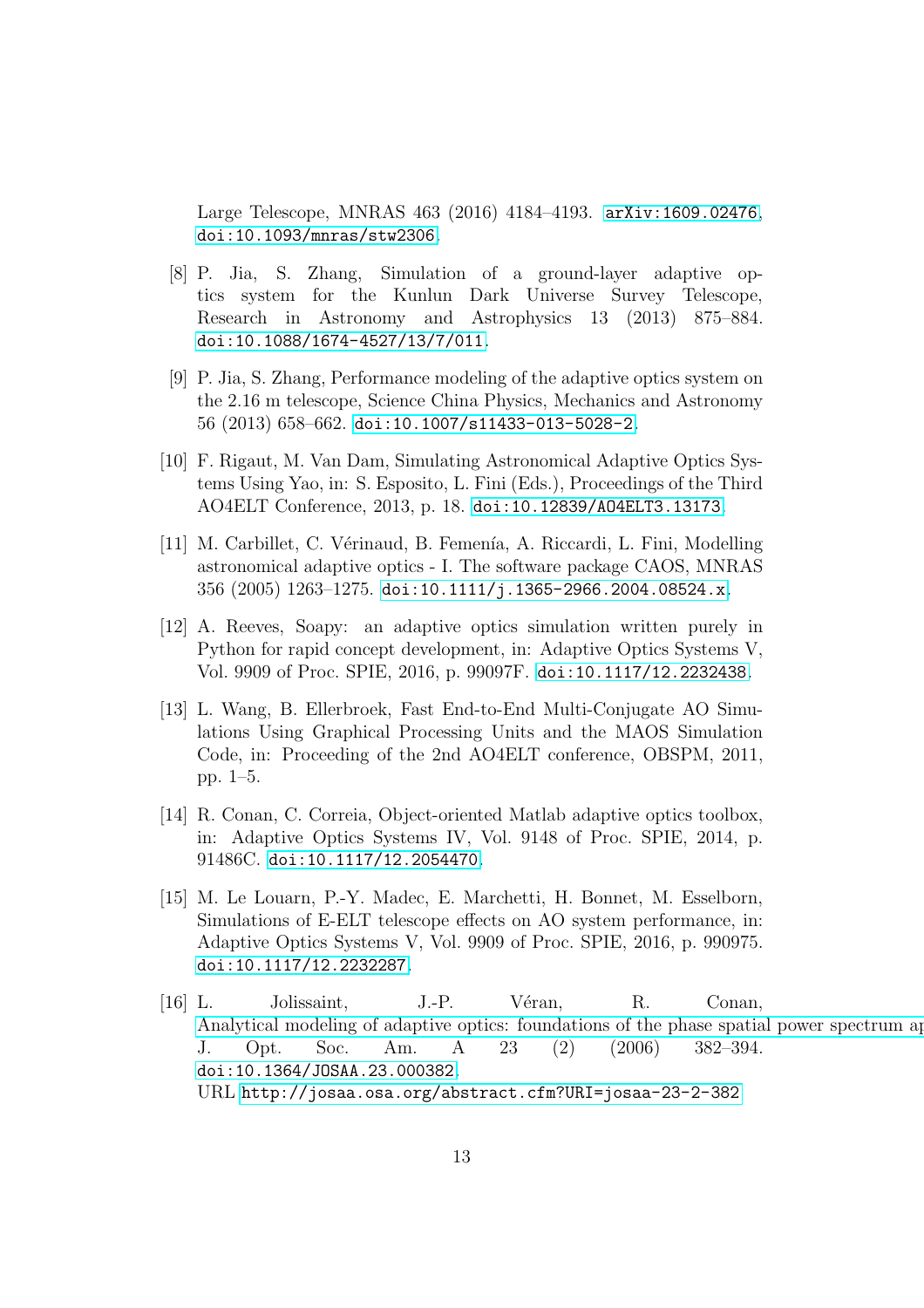Large Telescope, MNRAS 463 (2016) 4184–4193. arXiv:1609.02476, doi:10.1093/mnras/stw2306.

[8] P. Jia, S. Zhang, Simulation of a ground-layer adaptive optics system for the Kunlun Dark Universe Survey Telescope, Research in Astronomy and Astrophysics 13 (2013) 875–884. doi:10.1088/1674-4527/13/7/011.

[9] P. Jia, S. Zhang, Performance modeling of the adaptive optics system on the 2.16 m telescope, Science China Physics, Mechanics and Astronomy 56 (2013) 658–662. doi:10.1007/s11433-013-5028-2.

[10] F. Rigaut, M. Van Dam, Simulating Astronomical Adaptive Optics Systems Using Yao, in: S. Esposito, L. Fini (Eds.), Proceedings of the Third AO4ELT Conference, 2013, p. 18. doi:10.12839/AO4ELT3.13173.

[11] M. Carbillet, C. Vérinaud, B. Femenía, A. Riccardi, L. Fini, Modelling astronomical adaptive optics - I. The software package CAOS, MNRAS 356 (2005) 1263–1275. doi:10.1111/j.1365-2966.2004.08524.x.

[12] A. Reeves, Soapy: an adaptive optics simulation written purely in Python for rapid concept development, in: Adaptive Optics Systems V, Vol. 9909 of Proc. SPIE, 2016, p. 99097F. doi:10.1117/12.2232438.

[13] L. Wang, B. Ellerbroek, Fast End-to-End Multi-Conjugate AO Simulations Using Graphical Processing Units and the MAOS Simulation Code, in: Proceeding of the 2nd AO4ELT conference, OBSPM, 2011, pp. 1–5.

[14] R. Conan, C. Correia, Object-oriented Matlab adaptive optics toolbox, in: Adaptive Optics Systems IV, Vol. 9148 of Proc. SPIE, 2014, p. 91486C. doi:10.1117/12.2054470.

[15] M. Le Louarn, P.-Y. Madec, E. Marchetti, H. Bonnet, M. Esselborn, Simulations of E-ELT telescope effects on AO system performance, in: Adaptive Optics Systems V, Vol. 9909 of Proc. SPIE, 2016, p. 990975. doi:10.1117/12.2232287.

[16] L. Jolissaint, J.-P. Véran, R. Conan, Analytical modeling of adaptive optics: foundations of the phase spatial power spectrum ap J. Opt. Soc. Am. A 23 (2) (2006) 382–394. doi:10.1364/JOSAA.23.000382. URL http://josaa.osa.org/abstract.cfm?URI=josaa-23-2-382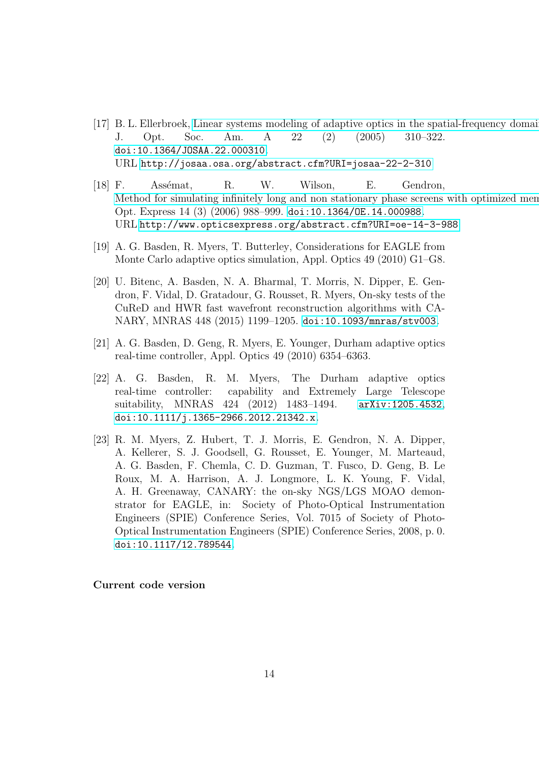[17] B. L. Ellerbroek, Linear systems modeling of adaptive optics in the spatial-frequency domai J. Opt. Soc. Am. A 22 (2) (2005) 310–322. doi:10.1364/JOSAA.22.000310.
URL http://josaa.osa.org/abstract.cfm?URI=josaa-22-2-310

[18] F. Assémat, R. W. Wilson, E. Gendron, Method for simulating infinitely long and non stationary phase screens with optimized mem Opt. Express 14 (3) (2006) 988–999. doi:10.1364/OE.14.000988.
URL http://www.opticsexpress.org/abstract.cfm?URI=oe-14-3-988

[19] A. G. Basden, R. Myers, T. Butterley, Considerations for EAGLE from Monte Carlo adaptive optics simulation, Appl. Optics 49 (2010) G1–G8.

[20] U. Bitenc, A. Basden, N. A. Bharmal, T. Morris, N. Dipper, E. Gendron, F. Vidal, D. Gratadour, G. Rousset, R. Myers, On-sky tests of the CuReD and HWR fast wavefront reconstruction algorithms with CANARY, MNRAS 448 (2015) 1199–1205. doi:10.1093/mnras/stv003.

[21] A. G. Basden, D. Geng, R. Myers, E. Younger, Durham adaptive optics real-time controller, Appl. Optics 49 (2010) 6354–6363.

[22] A. G. Basden, R. M. Myers, The Durham adaptive optics real-time controller: capability and Extremely Large Telescope suitability, MNRAS 424 (2012) 1483–1494. arXiv:1205.4532, doi:10.1111/j.1365-2966.2012.21342.x.

[23] R. M. Myers, Z. Hubert, T. J. Morris, E. Gendron, N. A. Dipper, A. Kellerer, S. J. Goodsell, G. Rousset, E. Younger, M. Marteaud, A. G. Basden, F. Chemla, C. D. Guzman, T. Fusco, D. Geng, B. Le Roux, M. A. Harrison, A. J. Longmore, L. K. Young, F. Vidal, A. H. Greenaway, CANARY: the on-sky NGS/LGS MOAO demonstrator for EAGLE, in: Society of Photo-Optical Instrumentation Engineers (SPIE) Conference Series, Vol. 7015 of Society of Photo-Optical Instrumentation Engineers (SPIE) Conference Series, 2008, p. 0. doi:10.1117/12.789544.

**Current code version**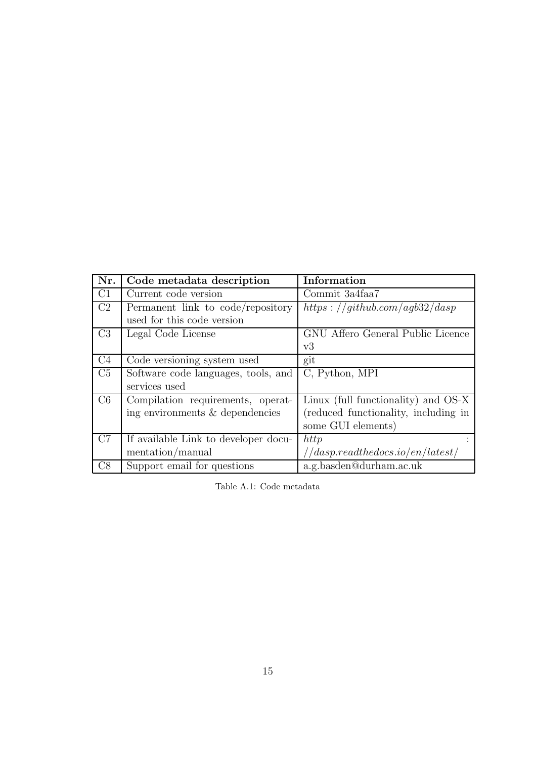| Nr. | Code metadata description | Information |
| --- | --- | --- |
| C1 | Current code version | Commit 3a4faa7 |
| C2 | Permanent link to code/repository used for this code version | *https://github.com/agb32/dasp* |
| C3 | Legal Code License | GNU Affero General Public Licence v3 |
| C4 | Code versioning system used | git |
| C5 | Software code languages, tools, and services used | C, Python, MPI |
| C6 | Compilation requirements, operating environments & dependencies | Linux (full functionality) and OS-X (reduced functionality, including in some GUI elements) |
| C7 | If available Link to developer documentation/manual | *http://dasp.readthedocs.io/en/latest/* |
| C8 | Support email for questions | a.g.basden@durham.ac.uk |

Table A.1: Code metadata